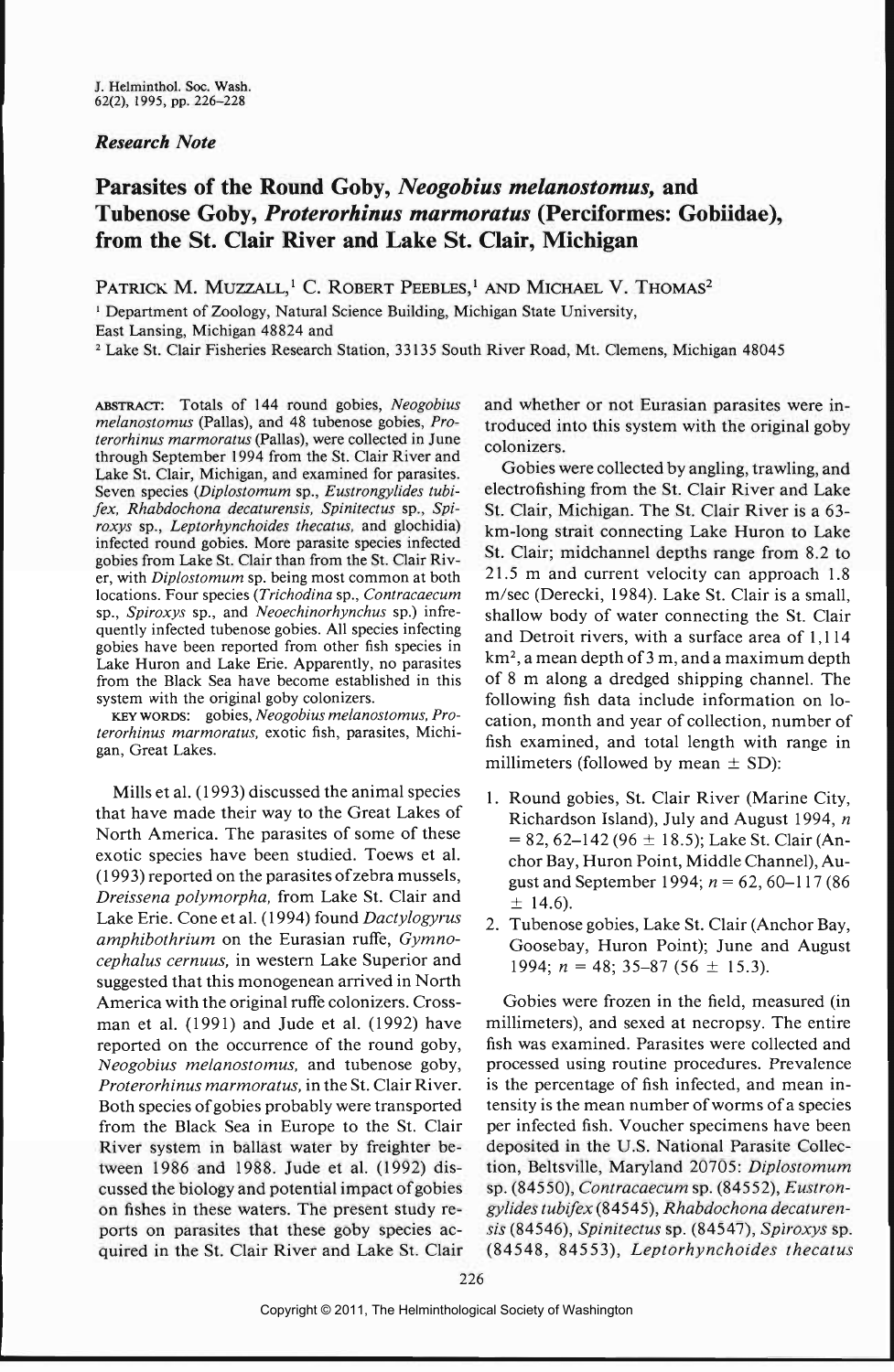*Research Note*

# Parasites of the Round Goby, *Neogobius melanostomus*, and Tubenose Goby, *Proterorhinus marmoratus* (Perciformes: Gobiidae), from the St. Clair River and Lake St. Clair, Michigan

Patrick M. Muzzall,[1] C. Robert Peebles,[1] and Michael V. Thomas[2]

[1] Department of Zoology, Natural Science Building, Michigan State University, East Lansing, Michigan 48824 and

[2] Lake St. Clair Fisheries Research Station, 33135 South River Road, Mt. Clemens, Michigan 48045

ABSTRACT: Totals of 144 round gobies, *Neogobius melanostomus* (Pallas), and 48 tubenose gobies, *Proterorhinus marmoratus* (Pallas), were collected in June through September 1994 from the St. Clair River and Lake St. Clair, Michigan, and examined for parasites. Seven species (*Diplostomum* sp., *Eustrongylides tubifex*, *Rhabdochona decaturensis*, *Spinitectus* sp., *Spiroxys* sp., *Leptorhynchoides thecatus*, and glochidia) infected round gobies. More parasite species infected gobies from Lake St. Clair than from the St. Clair River, with *Diplostomum* sp. being most common at both locations. Four species (*Trichodina* sp., *Contracaecum* sp., *Spiroxys* sp., and *Neoechinorhynchus* sp.) infrequently infected tubenose gobies. All species infecting gobies have been reported from other fish species in Lake Huron and Lake Erie. Apparently, no parasites from the Black Sea have become established in this system with the original goby colonizers.

KEY WORDS: gobies, *Neogobius melanostomus*, *Proterorhinus marmoratus*, exotic fish, parasites, Michigan, Great Lakes.

Mills et al. (1993) discussed the animal species that have made their way to the Great Lakes of North America. The parasites of some of these exotic species have been studied. Toews et al. (1993) reported on the parasites of zebra mussels, *Dreissena polymorpha*, from Lake St. Clair and Lake Erie. Cone et al. (1994) found *Dactylogyrus amphibothrium* on the Eurasian ruffe, *Gymnocephalus cernuus*, in western Lake Superior and suggested that this monogenean arrived in North America with the original ruffe colonizers. Crossman et al. (1991) and Jude et al. (1992) have reported on the occurrence of the round goby, *Neogobius melanostomus*, and tubenose goby, *Proterorhinus marmoratus*, in the St. Clair River. Both species of gobies probably were transported from the Black Sea in Europe to the St. Clair River system in ballast water by freighter between 1986 and 1988. Jude et al. (1992) discussed the biology and potential impact of gobies on fishes in these waters. The present study reports on parasites that these goby species acquired in the St. Clair River and Lake St. Clair and whether or not Eurasian parasites were introduced into this system with the original goby colonizers.

Gobies were collected by angling, trawling, and electrofishing from the St. Clair River and Lake St. Clair, Michigan. The St. Clair River is a 63-km-long strait connecting Lake Huron to Lake St. Clair; midchannel depths range from 8.2 to 21.5 m and current velocity can approach 1.8 m/sec (Derecki, 1984). Lake St. Clair is a small, shallow body of water connecting the St. Clair and Detroit rivers, with a surface area of 1,114 km$^2$, a mean depth of 3 m, and a maximum depth of 8 m along a dredged shipping channel. The following fish data include information on location, month and year of collection, number of fish examined, and total length with range in millimeters (followed by mean ± SD):

1. Round gobies, St. Clair River (Marine City, Richardson Island), July and August 1994, $n = 82$, 62–142 (96 ± 18.5); Lake St. Clair (Anchor Bay, Huron Point, Middle Channel), August and September 1994; $n = 62$, 60–117 (86 ± 14.6).
2. Tubenose gobies, Lake St. Clair (Anchor Bay, Goosebay, Huron Point); June and August 1994; $n = 48$; 35–87 (56 ± 15.3).

Gobies were frozen in the field, measured (in millimeters), and sexed at necropsy. The entire fish was examined. Parasites were collected and processed using routine procedures. Prevalence is the percentage of fish infected, and mean intensity is the mean number of worms of a species per infected fish. Voucher specimens have been deposited in the U.S. National Parasite Collection, Beltsville, Maryland 20705: *Diplostomum* sp. (84550), *Contracaecum* sp. (84552), *Eustrongylides tubifex* (84545), *Rhabdochona decaturensis* (84546), *Spinitectus* sp. (84547), *Spiroxys* sp. (84548, 84553), *Leptorhynchoides thecatus*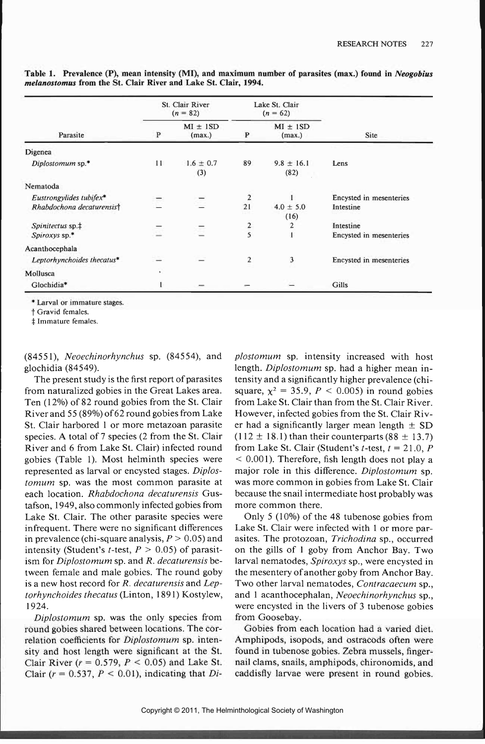**Table 1. Prevalence (P), mean intensity (MI), and maximum number of parasites (max.) found in *Neogobius melanostomus* from the St. Clair River and Lake St. Clair, 1994.**

| Parasite | St. Clair River ($n$ = 82) | | Lake St. Clair ($n$ = 62) | | Site |
|---|---|---|---|---|---|
| | P | MI ± 1SD (max.) | P | MI ± 1SD (max.) | |
| **Digenea** | | | | | |
| *Diplostomum* sp.* | 11 | 1.6 ± 0.7 (3) | 89 | 9.8 ± 16.1 (82) | Lens |
| **Nematoda** | | | | | |
| *Eustrongylides tubifex** | — | — | 2 | 1 | Encysted in mesenteries |
| *Rhabdochona decaturensis*† | — | — | 21 | 4.0 ± 5.0 (16) | Intestine |
| *Spinitectus* sp.‡ | — | — | 2 | 2 | Intestine |
| *Spiroxys* sp.* | — | — | 5 | 1 | Encysted in mesenteries |
| **Acanthocephala** | | | | | |
| *Leptorhynchoides thecatus** | — | — | 2 | 3 | Encysted in mesenteries |
| **Mollusca** | | | | | |
| Glochidia* | 1 | — | — | — | Gills |

\* Larval or immature stages.
† Gravid females.
‡ Immature females.

(84551), *Neoechinorhynchus* sp. (84554), and glochidia (84549).

The present study is the first report of parasites from naturalized gobies in the Great Lakes area. Ten (12%) of 82 round gobies from the St. Clair River and 55 (89%) of 62 round gobies from Lake St. Clair harbored 1 or more metazoan parasite species. A total of 7 species (2 from the St. Clair River and 6 from Lake St. Clair) infected round gobies (Table 1). Most helminth species were represented as larval or encysted stages. *Diplostomum* sp. was the most common parasite at each location. *Rhabdochona decaturensis* Gustafson, 1949, also commonly infected gobies from Lake St. Clair. The other parasite species were infrequent. There were no significant differences in prevalence (chi-square analysis, $P > 0.05$) and intensity (Student's $t$-test, $P > 0.05$) of parasitism for *Diplostomum* sp. and *R. decaturensis* between female and male gobies. The round goby is a new host record for *R. decaturensis* and *Leptorhynchoides thecatus* (Linton, 1891) Kostylew, 1924.

*Diplostomum* sp. was the only species from round gobies shared between locations. The correlation coefficients for *Diplostomum* sp. intensity and host length were significant at the St. Clair River ($r = 0.579$, $P < 0.05$) and Lake St. Clair ($r = 0.537$, $P < 0.01$), indicating that *Diplostomum* sp. intensity increased with host length. *Diplostomum* sp. had a higher mean intensity and a significantly higher prevalence (chi-square, $\chi^2 = 35.9$, $P < 0.005$) in round gobies from Lake St. Clair than from the St. Clair River. However, infected gobies from the St. Clair River had a significantly larger mean length ± SD (112 ± 18.1) than their counterparts (88 ± 13.7) from Lake St. Clair (Student's $t$-test, $t = 21.0$, $P < 0.001$). Therefore, fish length does not play a major role in this difference. *Diplostomum* sp. was more common in gobies from Lake St. Clair because the snail intermediate host probably was more common there.

Only 5 (10%) of the 48 tubenose gobies from Lake St. Clair were infected with 1 or more parasites. The protozoan, *Trichodina* sp., occurred on the gills of 1 goby from Anchor Bay. Two larval nematodes, *Spiroxys* sp., were encysted in the mesentery of another goby from Anchor Bay. Two other larval nematodes, *Contracaecum* sp., and 1 acanthocephalan, *Neoechinorhynchus* sp., were encysted in the livers of 3 tubenose gobies from Goosebay.

Gobies from each location had a varied diet. Amphipods, isopods, and ostracods often were found in tubenose gobies. Zebra mussels, fingernail clams, snails, amphipods, chironomids, and caddisfly larvae were present in round gobies.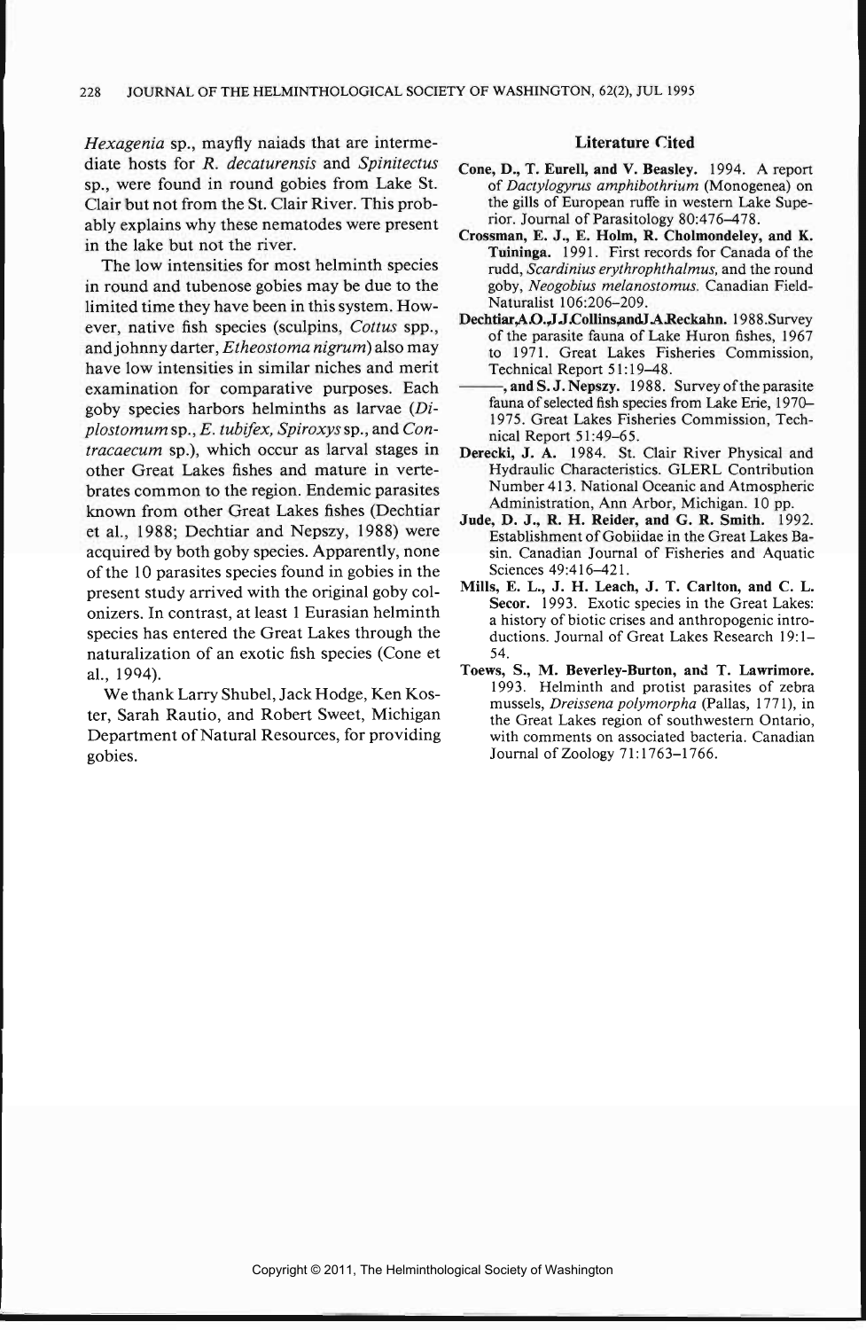*Hexagenia* sp., mayfly naiads that are intermediate hosts for *R. decaturensis* and *Spinitectus* sp., were found in round gobies from Lake St. Clair but not from the St. Clair River. This probably explains why these nematodes were present in the lake but not the river.

The low intensities for most helminth species in round and tubenose gobies may be due to the limited time they have been in this system. However, native fish species (sculpins, *Cottus* spp., and johnny darter, *Etheostoma nigrum*) also may have low intensities in similar niches and merit examination for comparative purposes. Each goby species harbors helminths as larvae (*Diplostomum* sp., *E. tubifex*, *Spiroxys* sp., and *Contracaecum* sp.), which occur as larval stages in other Great Lakes fishes and mature in vertebrates common to the region. Endemic parasites known from other Great Lakes fishes (Dechtiar et al., 1988; Dechtiar and Nepszy, 1988) were acquired by both goby species. Apparently, none of the 10 parasites species found in gobies in the present study arrived with the original goby colonizers. In contrast, at least 1 Eurasian helminth species has entered the Great Lakes through the naturalization of an exotic fish species (Cone et al., 1994).

We thank Larry Shubel, Jack Hodge, Ken Koster, Sarah Rautio, and Robert Sweet, Michigan Department of Natural Resources, for providing gobies.

## Literature Cited

**Cone, D., T. Eurell, and V. Beasley.** 1994. A report of *Dactylogyrus amphibothrium* (Monogenea) on the gills of European ruffe in western Lake Superior. Journal of Parasitology 80:476–478.

**Crossman, E. J., E. Holm, R. Cholmondeley, and K. Tuininga.** 1991. First records for Canada of the rudd, *Scardinius erythrophthalmus*, and the round goby, *Neogobius melanostomus*. Canadian Field-Naturalist 106:206–209.

**Dechtiar, A. O., J. J. Collins, and J. A. Reckahn.** 1988. Survey of the parasite fauna of Lake Huron fishes, 1967 to 1971. Great Lakes Fisheries Commission, Technical Report 51:19–48.

**———, and S. J. Nepszy.** 1988. Survey of the parasite fauna of selected fish species from Lake Erie, 1970–1975. Great Lakes Fisheries Commission, Technical Report 51:49–65.

**Derecki, J. A.** 1984. St. Clair River Physical and Hydraulic Characteristics. GLERL Contribution Number 413. National Oceanic and Atmospheric Administration, Ann Arbor, Michigan. 10 pp.

**Jude, D. J., R. H. Reider, and G. R. Smith.** 1992. Establishment of Gobiidae in the Great Lakes Basin. Canadian Journal of Fisheries and Aquatic Sciences 49:416–421.

**Mills, E. L., J. H. Leach, J. T. Carlton, and C. L. Secor.** 1993. Exotic species in the Great Lakes: a history of biotic crises and anthropogenic introductions. Journal of Great Lakes Research 19:1–54.

**Toews, S., M. Beverley-Burton, and T. Lawrimore.** 1993. Helminth and protist parasites of zebra mussels, *Dreissena polymorpha* (Pallas, 1771), in the Great Lakes region of southwestern Ontario, with comments on associated bacteria. Canadian Journal of Zoology 71:1763–1766.